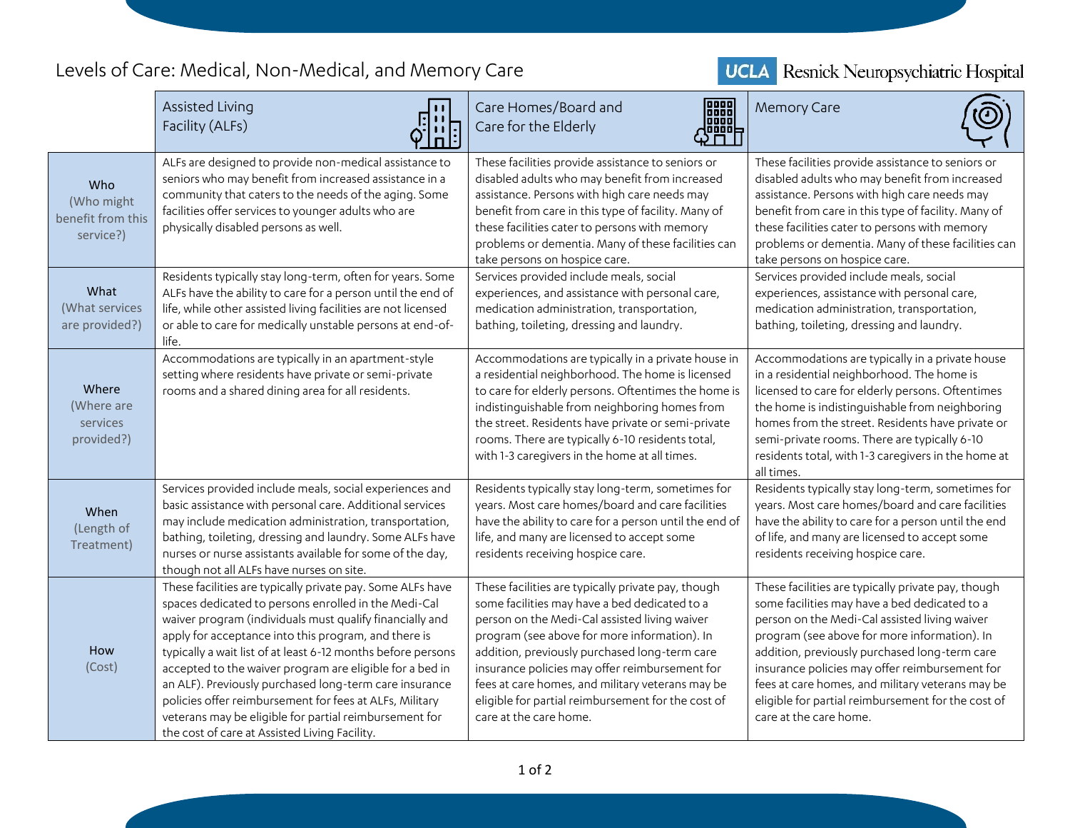# Levels of Care: Medical, Non-Medical, and Memory Care

UCLA Resnick Neuropsychiatric Hospital

| | Assisted Living Facility (ALFs) | Care Homes/Board and Care for the Elderly | Memory Care |
|---|---|---|---|
| **Who** (Who might benefit from this service?) | ALFs are designed to provide non-medical assistance to seniors who may benefit from increased assistance in a community that caters to the needs of the aging. Some facilities offer services to younger adults who are physically disabled persons as well. | These facilities provide assistance to seniors or disabled adults who may benefit from increased assistance. Persons with high care needs may benefit from care in this type of facility. Many of these facilities cater to persons with memory problems or dementia. Many of these facilities can take persons on hospice care. | These facilities provide assistance to seniors or disabled adults who may benefit from increased assistance. Persons with high care needs may benefit from care in this type of facility. Many of these facilities cater to persons with memory problems or dementia. Many of these facilities can take persons on hospice care. |
| **What** (What services are provided?) | Residents typically stay long-term, often for years. Some ALFs have the ability to care for a person until the end of life, while other assisted living facilities are not licensed or able to care for medically unstable persons at end-of-life. | Services provided include meals, social experiences, and assistance with personal care, medication administration, transportation, bathing, toileting, dressing and laundry. | Services provided include meals, social experiences, assistance with personal care, medication administration, transportation, bathing, toileting, dressing and laundry. |
| **Where** (Where are services provided?) | Accommodations are typically in an apartment-style setting where residents have private or semi-private rooms and a shared dining area for all residents. | Accommodations are typically in a private house in a residential neighborhood. The home is licensed to care for elderly persons. Oftentimes the home is indistinguishable from neighboring homes from the street. Residents have private or semi-private rooms. There are typically 6-10 residents total, with 1-3 caregivers in the home at all times. | Accommodations are typically in a private house in a residential neighborhood. The home is licensed to care for elderly persons. Oftentimes the home is indistinguishable from neighboring homes from the street. Residents have private or semi-private rooms. There are typically 6-10 residents total, with 1-3 caregivers in the home at all times. |
| **When** (Length of Treatment) | Services provided include meals, social experiences and basic assistance with personal care. Additional services may include medication administration, transportation, bathing, toileting, dressing and laundry. Some ALFs have nurses or nurse assistants available for some of the day, though not all ALFs have nurses on site. | Residents typically stay long-term, sometimes for years. Most care homes/board and care facilities have the ability to care for a person until the end of life, and many are licensed to accept some residents receiving hospice care. | Residents typically stay long-term, sometimes for years. Most care homes/board and care facilities have the ability to care for a person until the end of life, and many are licensed to accept some residents receiving hospice care. |
| **How** (Cost) | These facilities are typically private pay. Some ALFs have spaces dedicated to persons enrolled in the Medi-Cal waiver program (individuals must qualify financially and apply for acceptance into this program, and there is typically a wait list of at least 6-12 months before persons accepted to the waiver program are eligible for a bed in an ALF). Previously purchased long-term care insurance policies offer reimbursement for fees at ALFs, Military veterans may be eligible for partial reimbursement for the cost of care at Assisted Living Facility. | These facilities are typically private pay, though some facilities may have a bed dedicated to a person on the Medi-Cal assisted living waiver program (see above for more information). In addition, previously purchased long-term care insurance policies may offer reimbursement for fees at care homes, and military veterans may be eligible for partial reimbursement for the cost of care at the care home. | These facilities are typically private pay, though some facilities may have a bed dedicated to a person on the Medi-Cal assisted living waiver program (see above for more information). In addition, previously purchased long-term care insurance policies may offer reimbursement for fees at care homes, and military veterans may be eligible for partial reimbursement for the cost of care at the care home. |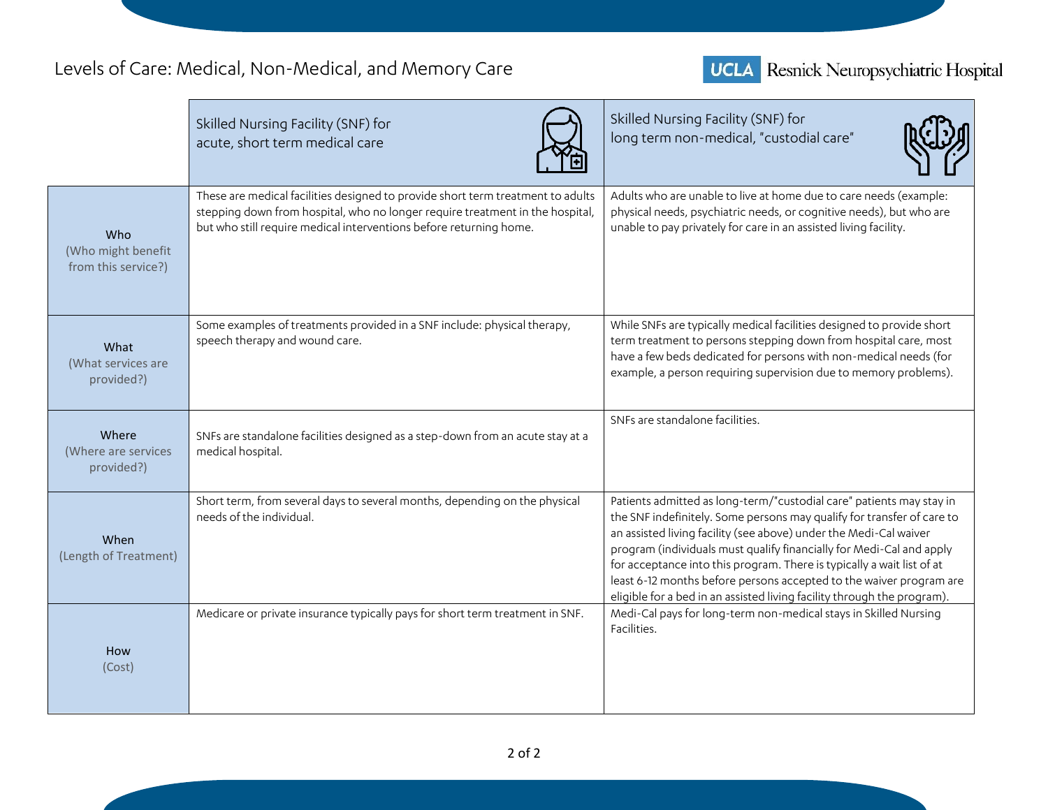# Levels of Care: Medical, Non-Medical, and Memory Care

| | Skilled Nursing Facility (SNF) for acute, short term medical care | Skilled Nursing Facility (SNF) for long term non-medical, "custodial care" |
|---|---|---|
| **Who** (Who might benefit from this service?) | These are medical facilities designed to provide short term treatment to adults stepping down from hospital, who no longer require treatment in the hospital, but who still require medical interventions before returning home. | Adults who are unable to live at home due to care needs (example: physical needs, psychiatric needs, or cognitive needs), but who are unable to pay privately for care in an assisted living facility. |
| **What** (What services are provided?) | Some examples of treatments provided in a SNF include: physical therapy, speech therapy and wound care. | While SNFs are typically medical facilities designed to provide short term treatment to persons stepping down from hospital care, most have a few beds dedicated for persons with non-medical needs (for example, a person requiring supervision due to memory problems). |
| **Where** (Where are services provided?) | SNFs are standalone facilities designed as a step-down from an acute stay at a medical hospital. | SNFs are standalone facilities. |
| **When** (Length of Treatment) | Short term, from several days to several months, depending on the physical needs of the individual. | Patients admitted as long-term/"custodial care" patients may stay in the SNF indefinitely. Some persons may qualify for transfer of care to an assisted living facility (see above) under the Medi-Cal waiver program (individuals must qualify financially for Medi-Cal and apply for acceptance into this program. There is typically a wait list of at least 6-12 months before persons accepted to the waiver program are eligible for a bed in an assisted living facility through the program). |
| **How** (Cost) | Medicare or private insurance typically pays for short term treatment in SNF. | Medi-Cal pays for long-term non-medical stays in Skilled Nursing Facilities. |